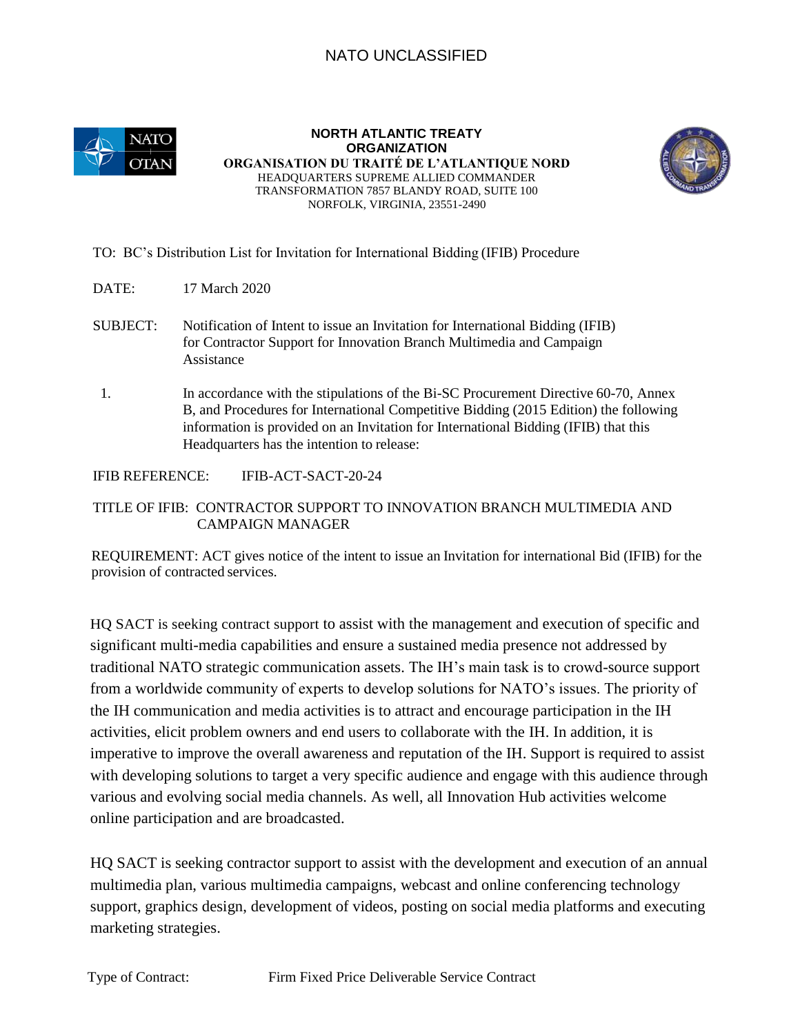NATO UNCLASSIFIED

**NORTH ATLANTIC TREATY ORGANIZATION**
**ORGANISATION DU TRAITÉ DE L'ATLANTIQUE NORD**
HEADQUARTERS SUPREME ALLIED COMMANDER TRANSFORMATION 7857 BLANDY ROAD, SUITE 100
NORFOLK, VIRGINIA, 23551-2490

TO: BC's Distribution List for Invitation for International Bidding (IFIB) Procedure

DATE: 17 March 2020

SUBJECT: Notification of Intent to issue an Invitation for International Bidding (IFIB) for Contractor Support for Innovation Branch Multimedia and Campaign Assistance

1. In accordance with the stipulations of the Bi-SC Procurement Directive 60-70, Annex B, and Procedures for International Competitive Bidding (2015 Edition) the following information is provided on an Invitation for International Bidding (IFIB) that this Headquarters has the intention to release:

IFIB REFERENCE: IFIB-ACT-SACT-20-24

TITLE OF IFIB: CONTRACTOR SUPPORT TO INNOVATION BRANCH MULTIMEDIA AND CAMPAIGN MANAGER

REQUIREMENT: ACT gives notice of the intent to issue an Invitation for international Bid (IFIB) for the provision of contracted services.

HQ SACT is seeking contract support to assist with the management and execution of specific and significant multi-media capabilities and ensure a sustained media presence not addressed by traditional NATO strategic communication assets. The IH's main task is to crowd-source support from a worldwide community of experts to develop solutions for NATO's issues. The priority of the IH communication and media activities is to attract and encourage participation in the IH activities, elicit problem owners and end users to collaborate with the IH. In addition, it is imperative to improve the overall awareness and reputation of the IH. Support is required to assist with developing solutions to target a very specific audience and engage with this audience through various and evolving social media channels. As well, all Innovation Hub activities welcome online participation and are broadcasted.

HQ SACT is seeking contractor support to assist with the development and execution of an annual multimedia plan, various multimedia campaigns, webcast and online conferencing technology support, graphics design, development of videos, posting on social media platforms and executing marketing strategies.

Type of Contract: Firm Fixed Price Deliverable Service Contract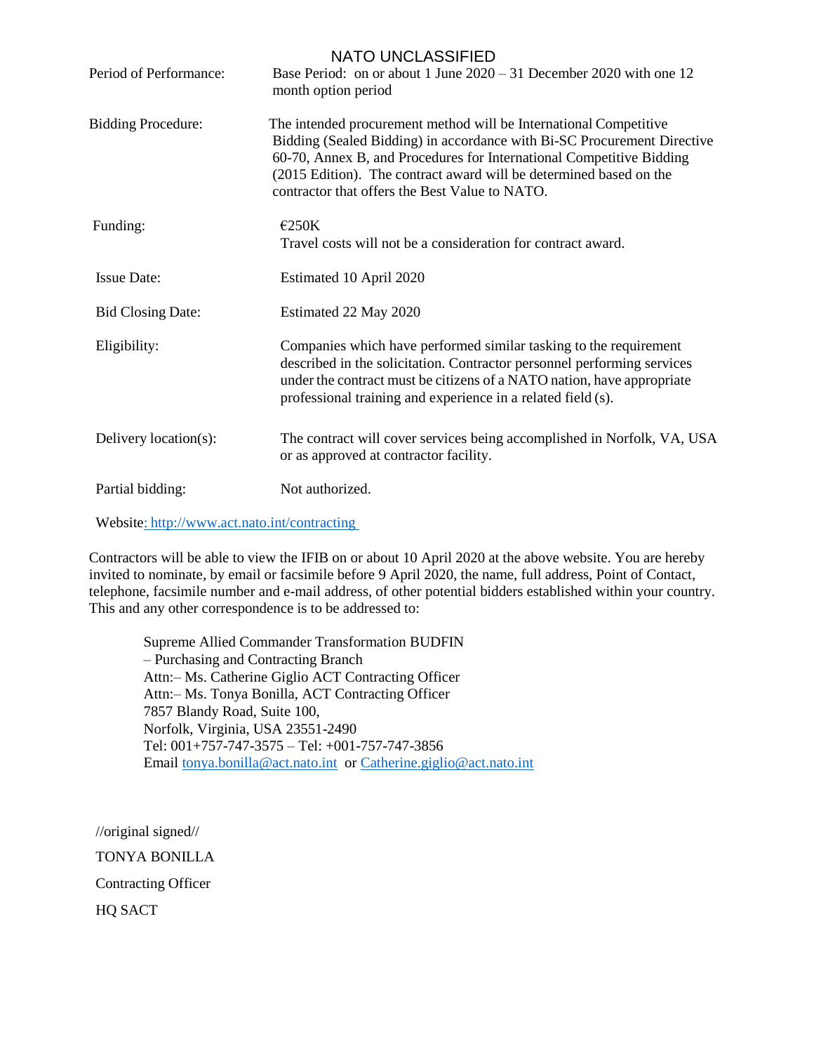| | |
|---|---|
| Period of Performance: | Base Period: on or about 1 June 2020 – 31 December 2020 with one 12 month option period |
| Bidding Procedure: | The intended procurement method will be International Competitive Bidding (Sealed Bidding) in accordance with Bi-SC Procurement Directive 60-70, Annex B, and Procedures for International Competitive Bidding (2015 Edition). The contract award will be determined based on the contractor that offers the Best Value to NATO. |
| Funding: | €250K<br>Travel costs will not be a consideration for contract award. |
| Issue Date: | Estimated 10 April 2020 |
| Bid Closing Date: | Estimated 22 May 2020 |
| Eligibility: | Companies which have performed similar tasking to the requirement described in the solicitation. Contractor personnel performing services under the contract must be citizens of a NATO nation, have appropriate professional training and experience in a related field (s). |
| Delivery location(s): | The contract will cover services being accomplished in Norfolk, VA, USA or as approved at contractor facility. |
| Partial bidding: | Not authorized. |

Website: http://www.act.nato.int/contracting

Contractors will be able to view the IFIB on or about 10 April 2020 at the above website. You are hereby invited to nominate, by email or facsimile before 9 April 2020, the name, full address, Point of Contact, telephone, facsimile number and e-mail address, of other potential bidders established within your country. This and any other correspondence is to be addressed to:

> Supreme Allied Commander Transformation BUDFIN
> – Purchasing and Contracting Branch
> Attn:– Ms. Catherine Giglio ACT Contracting Officer
> Attn:– Ms. Tonya Bonilla, ACT Contracting Officer
> 7857 Blandy Road, Suite 100,
> Norfolk, Virginia, USA 23551-2490
> Tel: 001+757-747-3575 – Tel: +001-757-747-3856
> Email tonya.bonilla@act.nato.int or Catherine.giglio@act.nato.int

//original signed//

TONYA BONILLA

Contracting Officer

HQ SACT